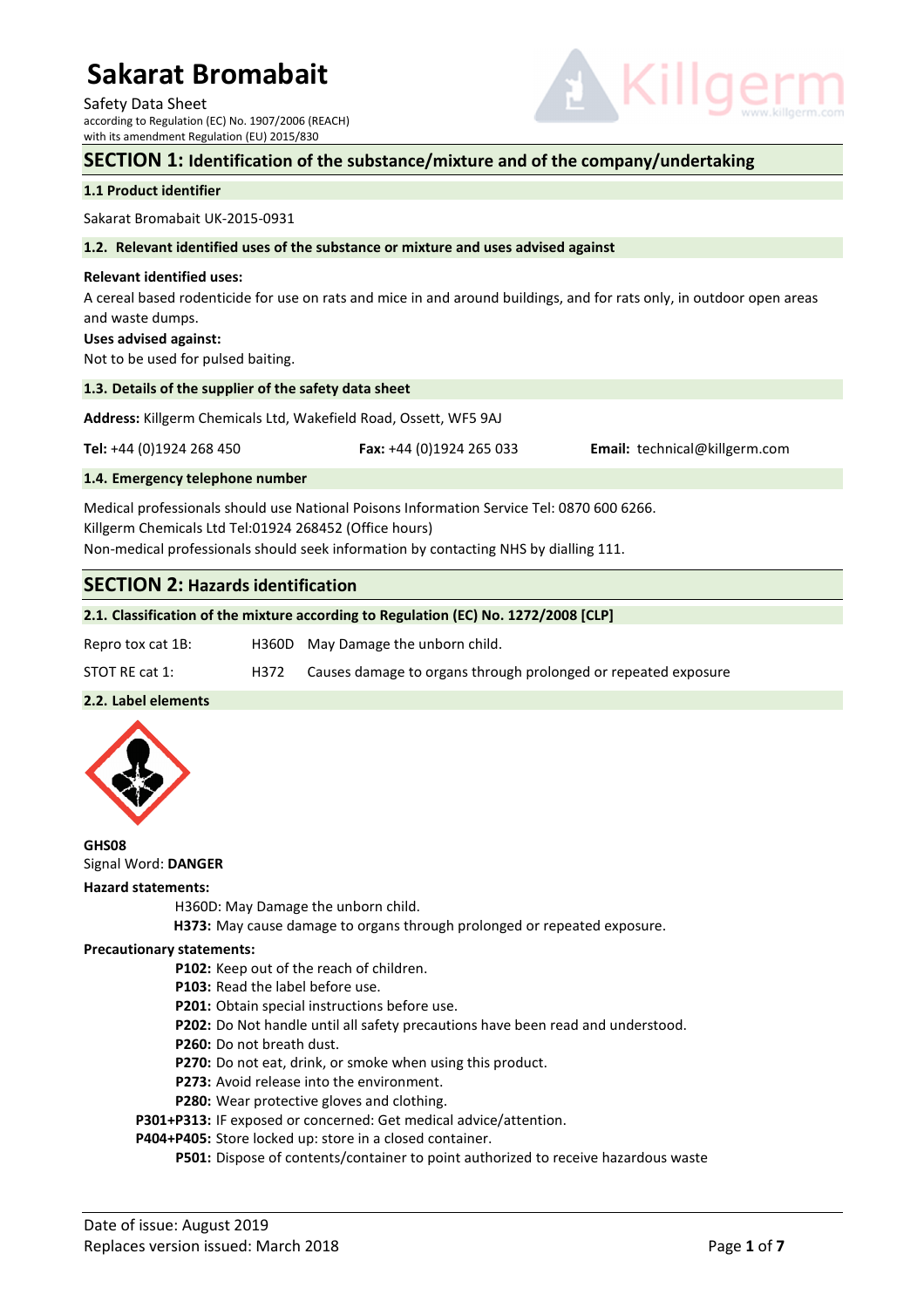# Sakarat Bromabait

Safety Data Sheet
according to Regulation (EC) No. 1907/2006 (REACH)
with its amendment Regulation (EU) 2015/830

## SECTION 1: Identification of the substance/mixture and of the company/undertaking

### 1.1 Product identifier

Sakarat Bromabait UK-2015-0931

### 1.2. Relevant identified uses of the substance or mixture and uses advised against

**Relevant identified uses:**

A cereal based rodenticide for use on rats and mice in and around buildings, and for rats only, in outdoor open areas and waste dumps.

**Uses advised against:**

Not to be used for pulsed baiting.

### 1.3. Details of the supplier of the safety data sheet

**Address:** Killgerm Chemicals Ltd, Wakefield Road, Ossett, WF5 9AJ

**Tel:** +44 (0)1924 268 450 **Fax:** +44 (0)1924 265 033 **Email:** technical@killgerm.com

### 1.4. Emergency telephone number

Medical professionals should use National Poisons Information Service Tel: 0870 600 6266.
Killgerm Chemicals Ltd Tel:01924 268452 (Office hours)
Non-medical professionals should seek information by contacting NHS by dialling 111.

## SECTION 2: Hazards identification

### 2.1. Classification of the mixture according to Regulation (EC) No. 1272/2008 [CLP]

| | | |
|---|---|---|
| Repro tox cat 1B: | H360D | May Damage the unborn child. |
| STOT RE cat 1: | H372 | Causes damage to organs through prolonged or repeated exposure |

### 2.2. Label elements

**GHS08**
Signal Word: **DANGER**

**Hazard statements:**

H360D: May Damage the unborn child.
**H373:** May cause damage to organs through prolonged or repeated exposure.

**Precautionary statements:**

**P102:** Keep out of the reach of children.
**P103:** Read the label before use.
**P201:** Obtain special instructions before use.
**P202:** Do Not handle until all safety precautions have been read and understood.
**P260:** Do not breath dust.
**P270:** Do not eat, drink, or smoke when using this product.
**P273:** Avoid release into the environment.
**P280:** Wear protective gloves and clothing.
**P301+P313:** IF exposed or concerned: Get medical advice/attention.
**P404+P405:** Store locked up: store in a closed container.
**P501:** Dispose of contents/container to point authorized to receive hazardous waste

Date of issue: August 2019
Replaces version issued: March 2018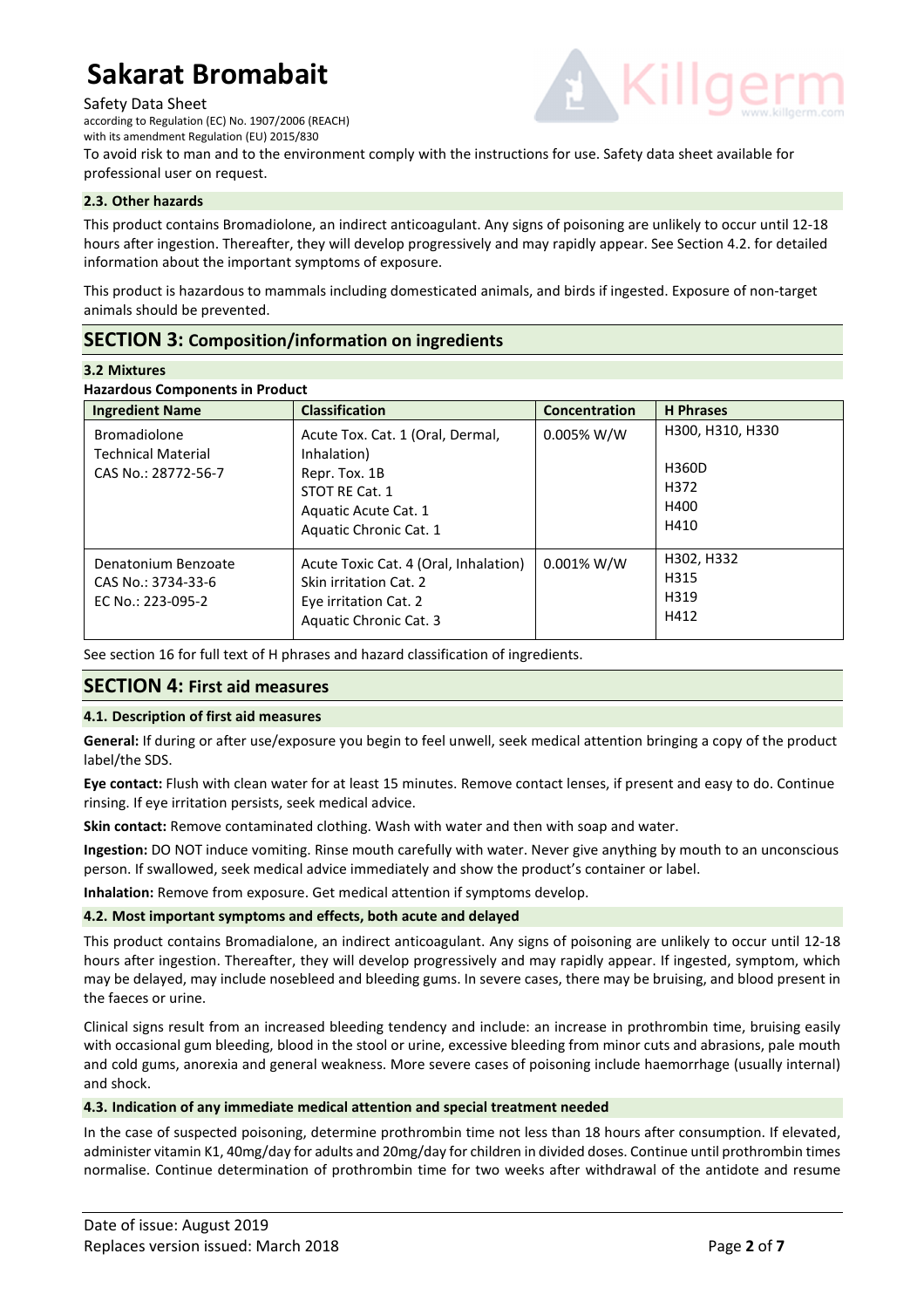To avoid risk to man and to the environment comply with the instructions for use. Safety data sheet available for professional user on request.

### 2.3. Other hazards

This product contains Bromadiolone, an indirect anticoagulant. Any signs of poisoning are unlikely to occur until 12-18 hours after ingestion. Thereafter, they will develop progressively and may rapidly appear. See Section 4.2. for detailed information about the important symptoms of exposure.

This product is hazardous to mammals including domesticated animals, and birds if ingested. Exposure of non-target animals should be prevented.

## SECTION 3: Composition/information on ingredients

### 3.2 Mixtures

**Hazardous Components in Product**

| Ingredient Name | Classification | Concentration | H Phrases |
|---|---|---|---|
| Bromadiolone Technical Material CAS No.: 28772-56-7 | Acute Tox. Cat. 1 (Oral, Dermal, Inhalation) Repr. Tox. 1B STOT RE Cat. 1 Aquatic Acute Cat. 1 Aquatic Chronic Cat. 1 | 0.005% W/W | H300, H310, H330 H360D H372 H400 H410 |
| Denatonium Benzoate CAS No.: 3734-33-6 EC No.: 223-095-2 | Acute Toxic Cat. 4 (Oral, Inhalation) Skin irritation Cat. 2 Eye irritation Cat. 2 Aquatic Chronic Cat. 3 | 0.001% W/W | H302, H332 H315 H319 H412 |

See section 16 for full text of H phrases and hazard classification of ingredients.

## SECTION 4: First aid measures

### 4.1. Description of first aid measures

**General:** If during or after use/exposure you begin to feel unwell, seek medical attention bringing a copy of the product label/the SDS.

**Eye contact:** Flush with clean water for at least 15 minutes. Remove contact lenses, if present and easy to do. Continue rinsing. If eye irritation persists, seek medical advice.

**Skin contact:** Remove contaminated clothing. Wash with water and then with soap and water.

**Ingestion:** DO NOT induce vomiting. Rinse mouth carefully with water. Never give anything by mouth to an unconscious person. If swallowed, seek medical advice immediately and show the product's container or label.

**Inhalation:** Remove from exposure. Get medical attention if symptoms develop.

### 4.2. Most important symptoms and effects, both acute and delayed

This product contains Bromadialone, an indirect anticoagulant. Any signs of poisoning are unlikely to occur until 12-18 hours after ingestion. Thereafter, they will develop progressively and may rapidly appear. If ingested, symptom, which may be delayed, may include nosebleed and bleeding gums. In severe cases, there may be bruising, and blood present in the faeces or urine.

Clinical signs result from an increased bleeding tendency and include: an increase in prothrombin time, bruising easily with occasional gum bleeding, blood in the stool or urine, excessive bleeding from minor cuts and abrasions, pale mouth and cold gums, anorexia and general weakness. More severe cases of poisoning include haemorrhage (usually internal) and shock.

### 4.3. Indication of any immediate medical attention and special treatment needed

In the case of suspected poisoning, determine prothrombin time not less than 18 hours after consumption. If elevated, administer vitamin K1, 40mg/day for adults and 20mg/day for children in divided doses. Continue until prothrombin times normalise. Continue determination of prothrombin time for two weeks after withdrawal of the antidote and resume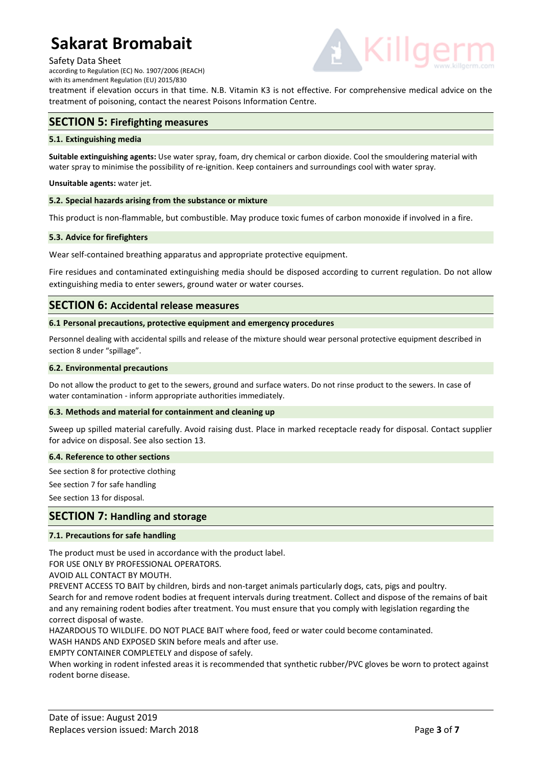treatment if elevation occurs in that time. N.B. Vitamin K3 is not effective. For comprehensive medical advice on the treatment of poisoning, contact the nearest Poisons Information Centre.

## SECTION 5: Firefighting measures

### 5.1. Extinguishing media

**Suitable extinguishing agents:** Use water spray, foam, dry chemical or carbon dioxide. Cool the smouldering material with water spray to minimise the possibility of re-ignition. Keep containers and surroundings cool with water spray.

**Unsuitable agents:** water jet.

### 5.2. Special hazards arising from the substance or mixture

This product is non-flammable, but combustible. May produce toxic fumes of carbon monoxide if involved in a fire.

### 5.3. Advice for firefighters

Wear self-contained breathing apparatus and appropriate protective equipment.

Fire residues and contaminated extinguishing media should be disposed according to current regulation. Do not allow extinguishing media to enter sewers, ground water or water courses.

## SECTION 6: Accidental release measures

### 6.1 Personal precautions, protective equipment and emergency procedures

Personnel dealing with accidental spills and release of the mixture should wear personal protective equipment described in section 8 under "spillage".

### 6.2. Environmental precautions

Do not allow the product to get to the sewers, ground and surface waters. Do not rinse product to the sewers. In case of water contamination - inform appropriate authorities immediately.

### 6.3. Methods and material for containment and cleaning up

Sweep up spilled material carefully. Avoid raising dust. Place in marked receptacle ready for disposal. Contact supplier for advice on disposal. See also section 13.

### 6.4. Reference to other sections

See section 8 for protective clothing

See section 7 for safe handling

See section 13 for disposal.

## SECTION 7: Handling and storage

### 7.1. Precautions for safe handling

The product must be used in accordance with the product label.
FOR USE ONLY BY PROFESSIONAL OPERATORS.
AVOID ALL CONTACT BY MOUTH.
PREVENT ACCESS TO BAIT by children, birds and non-target animals particularly dogs, cats, pigs and poultry.
Search for and remove rodent bodies at frequent intervals during treatment. Collect and dispose of the remains of bait and any remaining rodent bodies after treatment. You must ensure that you comply with legislation regarding the correct disposal of waste.
HAZARDOUS TO WILDLIFE. DO NOT PLACE BAIT where food, feed or water could become contaminated.
WASH HANDS AND EXPOSED SKIN before meals and after use.
EMPTY CONTAINER COMPLETELY and dispose of safely.
When working in rodent infested areas it is recommended that synthetic rubber/PVC gloves be worn to protect against rodent borne disease.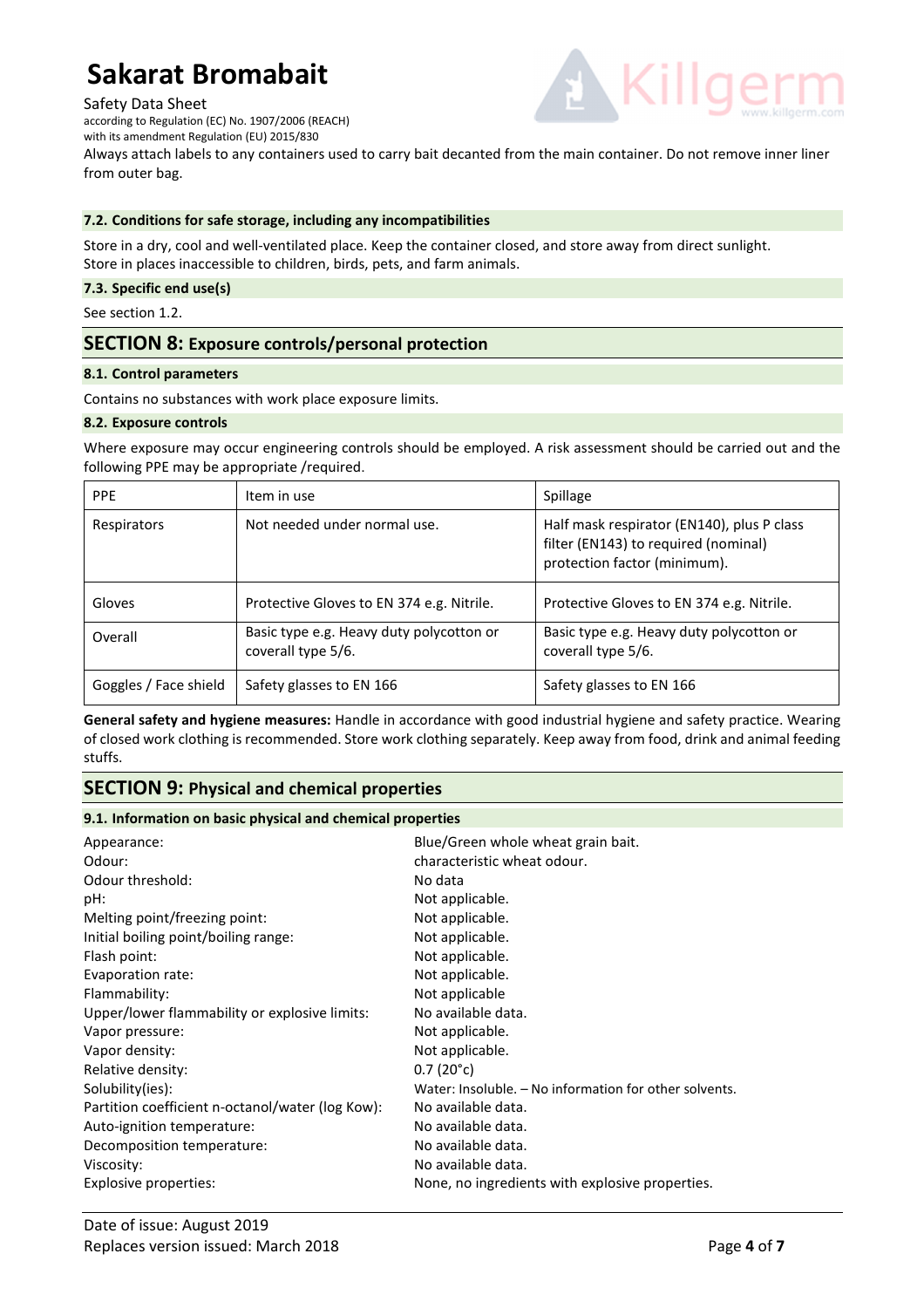Always attach labels to any containers used to carry bait decanted from the main container. Do not remove inner liner from outer bag.

### 7.2. Conditions for safe storage, including any incompatibilities

Store in a dry, cool and well-ventilated place. Keep the container closed, and store away from direct sunlight. Store in places inaccessible to children, birds, pets, and farm animals.

### 7.3. Specific end use(s)

See section 1.2.

## SECTION 8: Exposure controls/personal protection

### 8.1. Control parameters

Contains no substances with work place exposure limits.

### 8.2. Exposure controls

Where exposure may occur engineering controls should be employed. A risk assessment should be carried out and the following PPE may be appropriate /required.

| PPE | Item in use | Spillage |
|---|---|---|
| Respirators | Not needed under normal use. | Half mask respirator (EN140), plus P class filter (EN143) to required (nominal) protection factor (minimum). |
| Gloves | Protective Gloves to EN 374 e.g. Nitrile. | Protective Gloves to EN 374 e.g. Nitrile. |
| Overall | Basic type e.g. Heavy duty polycotton or coverall type 5/6. | Basic type e.g. Heavy duty polycotton or coverall type 5/6. |
| Goggles / Face shield | Safety glasses to EN 166 | Safety glasses to EN 166 |

**General safety and hygiene measures:** Handle in accordance with good industrial hygiene and safety practice. Wearing of closed work clothing is recommended. Store work clothing separately. Keep away from food, drink and animal feeding stuffs.

## SECTION 9: Physical and chemical properties

### 9.1. Information on basic physical and chemical properties

| | |
|---|---|
| Appearance: | Blue/Green whole wheat grain bait. |
| Odour: | characteristic wheat odour. |
| Odour threshold: | No data |
| pH: | Not applicable. |
| Melting point/freezing point: | Not applicable. |
| Initial boiling point/boiling range: | Not applicable. |
| Flash point: | Not applicable. |
| Evaporation rate: | Not applicable. |
| Flammability: | Not applicable |
| Upper/lower flammability or explosive limits: | No available data. |
| Vapor pressure: | Not applicable. |
| Vapor density: | Not applicable. |
| Relative density: | 0.7 (20°c) |
| Solubility(ies): | Water: Insoluble. – No information for other solvents. |
| Partition coefficient n-octanol/water (log Kow): | No available data. |
| Auto-ignition temperature: | No available data. |
| Decomposition temperature: | No available data. |
| Viscosity: | No available data. |
| Explosive properties: | None, no ingredients with explosive properties. |

Date of issue: August 2019
Replaces version issued: March 2018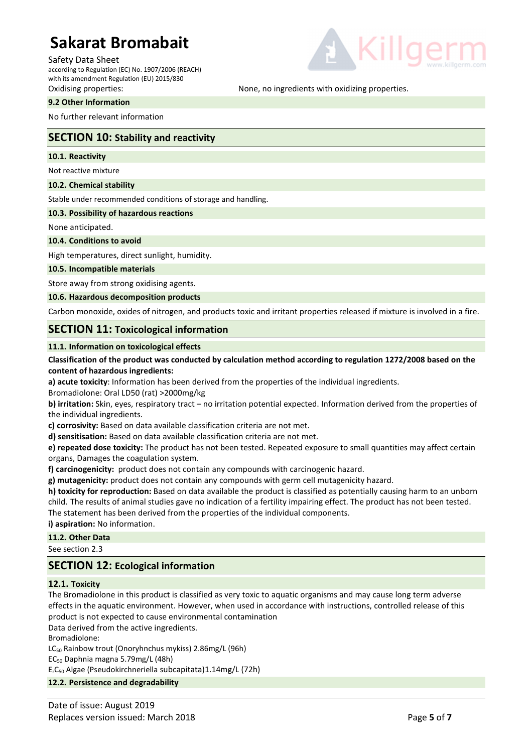Oxidising properties: None, no ingredients with oxidizing properties.

### 9.2 Other Information

No further relevant information

## SECTION 10: Stability and reactivity

### 10.1. Reactivity

Not reactive mixture

### 10.2. Chemical stability

Stable under recommended conditions of storage and handling.

### 10.3. Possibility of hazardous reactions

None anticipated.

### 10.4. Conditions to avoid

High temperatures, direct sunlight, humidity.

### 10.5. Incompatible materials

Store away from strong oxidising agents.

### 10.6. Hazardous decomposition products

Carbon monoxide, oxides of nitrogen, and products toxic and irritant properties released if mixture is involved in a fire.

## SECTION 11: Toxicological information

### 11.1. Information on toxicological effects

**Classification of the product was conducted by calculation method according to regulation 1272/2008 based on the content of hazardous ingredients:**

**a) acute toxicity**: Information has been derived from the properties of the individual ingredients.

Bromadiolone: Oral LD50 (rat) >2000mg/kg

**b) irritation:** Skin, eyes, respiratory tract – no irritation potential expected. Information derived from the properties of the individual ingredients.

**c) corrosivity:** Based on data available classification criteria are not met.

**d) sensitisation:** Based on data available classification criteria are not met.

**e) repeated dose toxicity:** The product has not been tested. Repeated exposure to small quantities may affect certain organs, Damages the coagulation system.

**f) carcinogenicity:** product does not contain any compounds with carcinogenic hazard.

**g) mutagenicity:** product does not contain any compounds with germ cell mutagenicity hazard.

**h) toxicity for reproduction:** Based on data available the product is classified as potentially causing harm to an unborn child. The results of animal studies gave no indication of a fertility impairing effect. The product has not been tested. The statement has been derived from the properties of the individual components.

**i) aspiration:** No information.

### 11.2. Other Data

See section 2.3

## SECTION 12: Ecological information

### 12.1. Toxicity

The Bromadiolone in this product is classified as very toxic to aquatic organisms and may cause long term adverse effects in the aquatic environment. However, when used in accordance with instructions, controlled release of this product is not expected to cause environmental contamination

Data derived from the active ingredients.

Bromadiolone:

$LC_{50}$ Rainbow trout (Onoryhnchus mykiss) 2.86mg/L (96h)

$EC_{50}$ Daphnia magna 5.79mg/L (48h)

$E_rC_{50}$ Algae (Pseudokirchneriella subcapitata)1.14mg/L (72h)

### 12.2. Persistence and degradability

Date of issue: August 2019
Replaces version issued: March 2018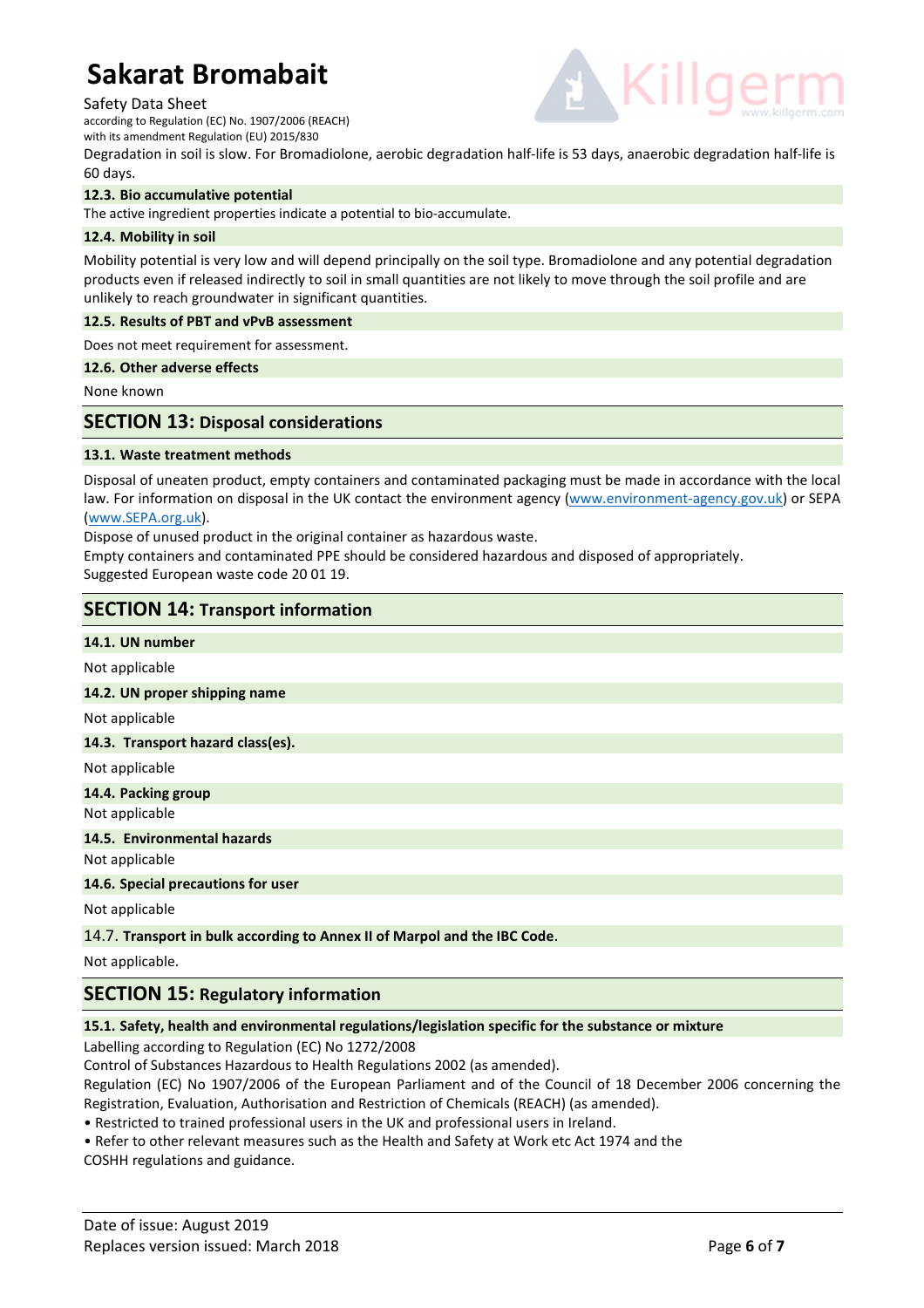Degradation in soil is slow. For Bromadiolone, aerobic degradation half-life is 53 days, anaerobic degradation half-life is 60 days.

### 12.3. Bio accumulative potential

The active ingredient properties indicate a potential to bio-accumulate.

### 12.4. Mobility in soil

Mobility potential is very low and will depend principally on the soil type. Bromadiolone and any potential degradation products even if released indirectly to soil in small quantities are not likely to move through the soil profile and are unlikely to reach groundwater in significant quantities.

### 12.5. Results of PBT and vPvB assessment

Does not meet requirement for assessment.

### 12.6. Other adverse effects

None known

## SECTION 13: Disposal considerations

### 13.1. Waste treatment methods

Disposal of uneaten product, empty containers and contaminated packaging must be made in accordance with the local law. For information on disposal in the UK contact the environment agency (www.environment-agency.gov.uk) or SEPA (www.SEPA.org.uk).

Dispose of unused product in the original container as hazardous waste.

Empty containers and contaminated PPE should be considered hazardous and disposed of appropriately.

Suggested European waste code 20 01 19.

## SECTION 14: Transport information

### 14.1. UN number

Not applicable

### 14.2. UN proper shipping name

Not applicable

### 14.3. Transport hazard class(es).

Not applicable

### 14.4. Packing group

Not applicable

### 14.5. Environmental hazards

Not applicable

### 14.6. Special precautions for user

Not applicable

### 14.7. Transport in bulk according to Annex II of Marpol and the IBC Code.

Not applicable.

## SECTION 15: Regulatory information

### 15.1. Safety, health and environmental regulations/legislation specific for the substance or mixture

Labelling according to Regulation (EC) No 1272/2008

Control of Substances Hazardous to Health Regulations 2002 (as amended).

Regulation (EC) No 1907/2006 of the European Parliament and of the Council of 18 December 2006 concerning the Registration, Evaluation, Authorisation and Restriction of Chemicals (REACH) (as amended).

- Restricted to trained professional users in the UK and professional users in Ireland.
- Refer to other relevant measures such as the Health and Safety at Work etc Act 1974 and the COSHH regulations and guidance.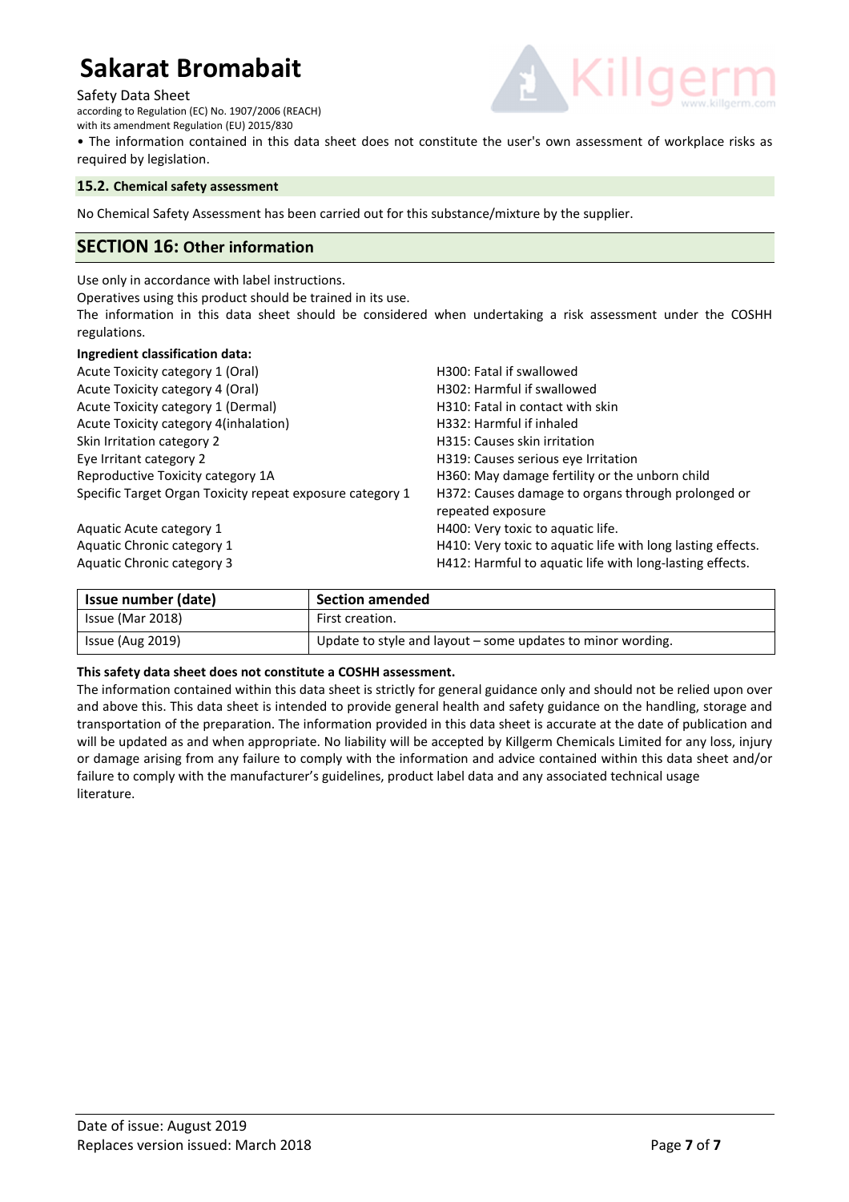• The information contained in this data sheet does not constitute the user's own assessment of workplace risks as required by legislation.

### 15.2. Chemical safety assessment

No Chemical Safety Assessment has been carried out for this substance/mixture by the supplier.

## SECTION 16: Other information

Use only in accordance with label instructions.
Operatives using this product should be trained in its use.
The information in this data sheet should be considered when undertaking a risk assessment under the COSHH regulations.

**Ingredient classification data:**

| | |
|---|---|
| Acute Toxicity category 1 (Oral) | H300: Fatal if swallowed |
| Acute Toxicity category 4 (Oral) | H302: Harmful if swallowed |
| Acute Toxicity category 1 (Dermal) | H310: Fatal in contact with skin |
| Acute Toxicity category 4(inhalation) | H332: Harmful if inhaled |
| Skin Irritation category 2 | H315: Causes skin irritation |
| Eye Irritant category 2 | H319: Causes serious eye Irritation |
| Reproductive Toxicity category 1A | H360: May damage fertility or the unborn child |
| Specific Target Organ Toxicity repeat exposure category 1 | H372: Causes damage to organs through prolonged or repeated exposure |
| Aquatic Acute category 1 | H400: Very toxic to aquatic life. |
| Aquatic Chronic category 1 | H410: Very toxic to aquatic life with long lasting effects. |
| Aquatic Chronic category 3 | H412: Harmful to aquatic life with long-lasting effects. |

| Issue number (date) | Section amended |
|---|---|
| Issue (Mar 2018) | First creation. |
| Issue (Aug 2019) | Update to style and layout – some updates to minor wording. |

**This safety data sheet does not constitute a COSHH assessment.**

The information contained within this data sheet is strictly for general guidance only and should not be relied upon over and above this. This data sheet is intended to provide general health and safety guidance on the handling, storage and transportation of the preparation. The information provided in this data sheet is accurate at the date of publication and will be updated as and when appropriate. No liability will be accepted by Killgerm Chemicals Limited for any loss, injury or damage arising from any failure to comply with the information and advice contained within this data sheet and/or failure to comply with the manufacturer's guidelines, product label data and any associated technical usage literature.